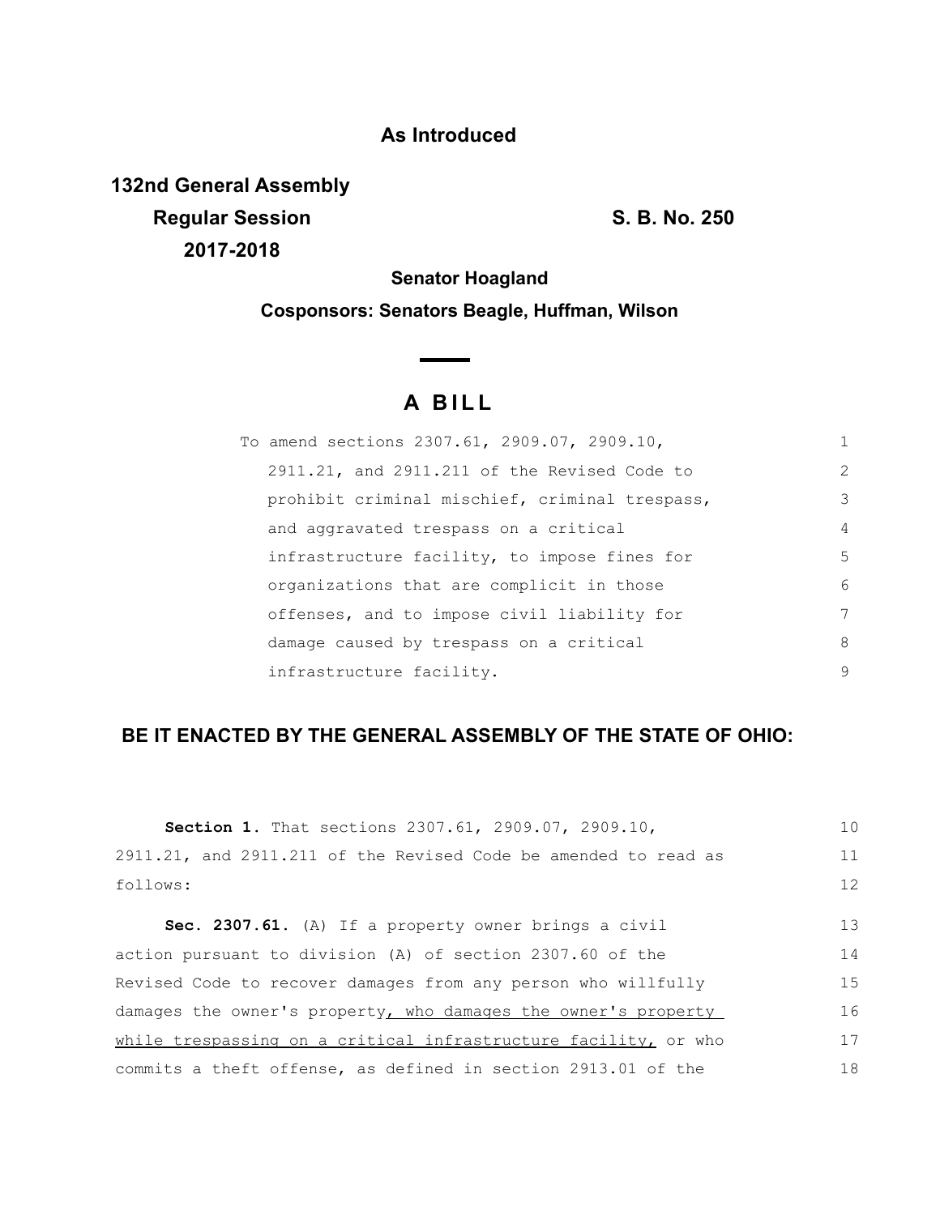**As Introduced**

**132nd General Assembly**
**Regular Session** **S. B. No. 250**
**2017-2018**

**Senator Hoagland**

**Cosponsors: Senators Beagle, Huffman, Wilson**

# A BILL

To amend sections 2307.61, 2909.07, 2909.10, 2911.21, and 2911.211 of the Revised Code to prohibit criminal mischief, criminal trespass, and aggravated trespass on a critical infrastructure facility, to impose fines for organizations that are complicit in those offenses, and to impose civil liability for damage caused by trespass on a critical infrastructure facility.

**BE IT ENACTED BY THE GENERAL ASSEMBLY OF THE STATE OF OHIO:**

**Section 1.** That sections 2307.61, 2909.07, 2909.10, 2911.21, and 2911.211 of the Revised Code be amended to read as follows:

**Sec. 2307.61.** (A) If a property owner brings a civil action pursuant to division (A) of section 2307.60 of the Revised Code to recover damages from any person who willfully damages the owner's property<u>, who damages the owner's property while trespassing on a critical infrastructure facility,</u> or who commits a theft offense, as defined in section 2913.01 of the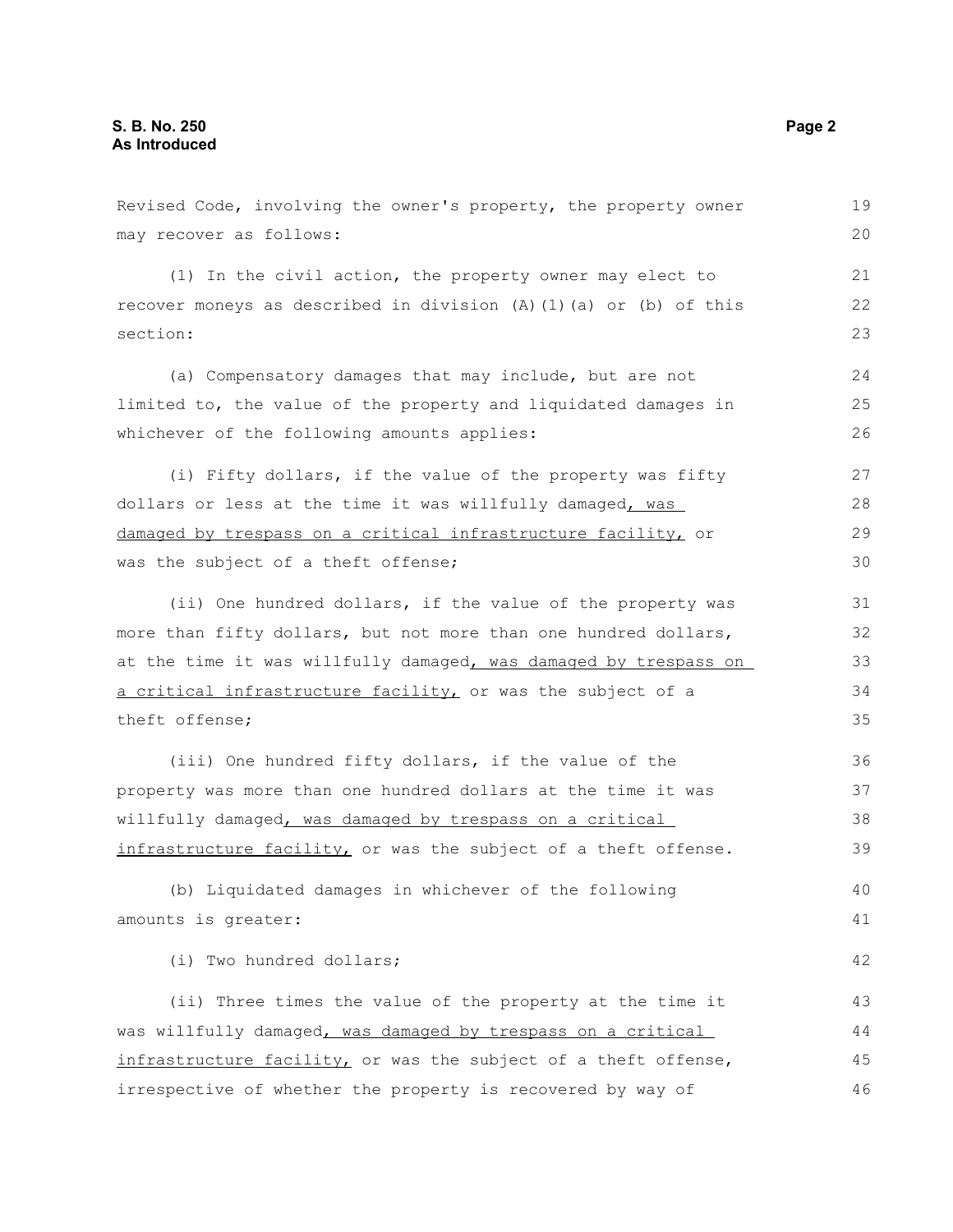Revised Code, involving the owner's property, the property owner may recover as follows:

(1) In the civil action, the property owner may elect to recover moneys as described in division (A)(1)(a) or (b) of this section:

(a) Compensatory damages that may include, but are not limited to, the value of the property and liquidated damages in whichever of the following amounts applies:

(i) Fifty dollars, if the value of the property was fifty dollars or less at the time it was willfully damaged, was damaged by trespass on a critical infrastructure facility, or was the subject of a theft offense;

(ii) One hundred dollars, if the value of the property was more than fifty dollars, but not more than one hundred dollars, at the time it was willfully damaged, was damaged by trespass on a critical infrastructure facility, or was the subject of a theft offense;

(iii) One hundred fifty dollars, if the value of the property was more than one hundred dollars at the time it was willfully damaged, was damaged by trespass on a critical infrastructure facility, or was the subject of a theft offense.

(b) Liquidated damages in whichever of the following amounts is greater:

(i) Two hundred dollars;

(ii) Three times the value of the property at the time it was willfully damaged, was damaged by trespass on a critical infrastructure facility, or was the subject of a theft offense, irrespective of whether the property is recovered by way of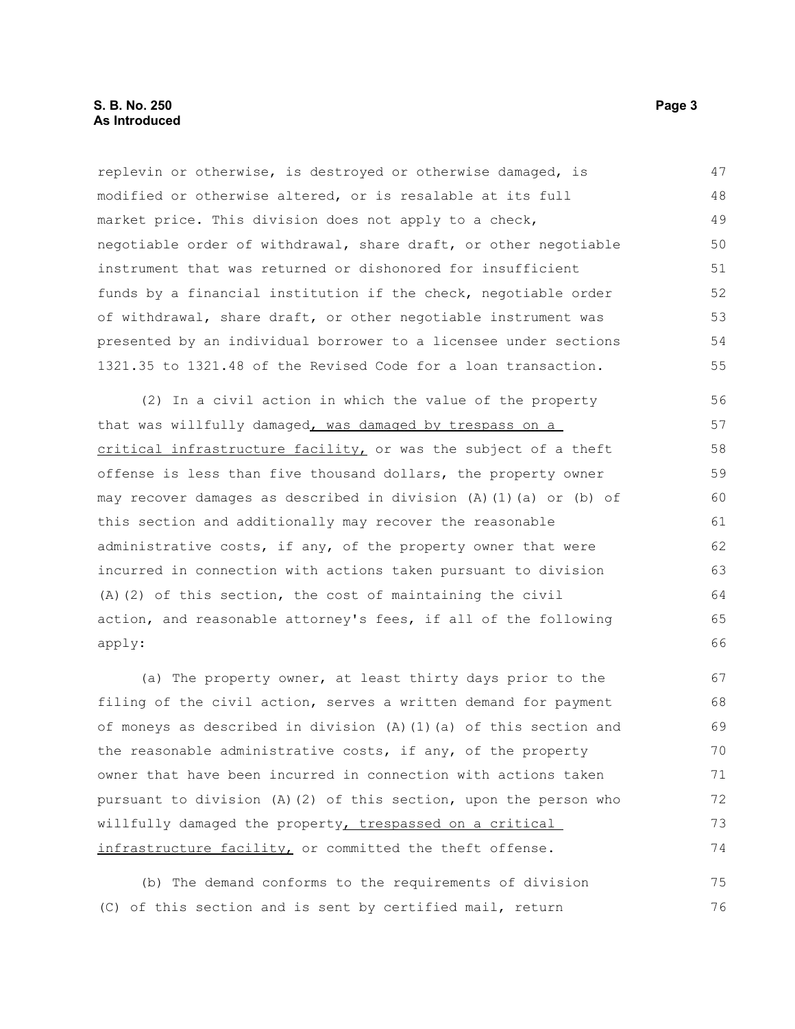replevin or otherwise, is destroyed or otherwise damaged, is modified or otherwise altered, or is resalable at its full market price. This division does not apply to a check, negotiable order of withdrawal, share draft, or other negotiable instrument that was returned or dishonored for insufficient funds by a financial institution if the check, negotiable order of withdrawal, share draft, or other negotiable instrument was presented by an individual borrower to a licensee under sections 1321.35 to 1321.48 of the Revised Code for a loan transaction.

(2) In a civil action in which the value of the property that was willfully damaged<u>, was damaged by trespass on a critical infrastructure facility,</u> or was the subject of a theft offense is less than five thousand dollars, the property owner may recover damages as described in division (A)(1)(a) or (b) of this section and additionally may recover the reasonable administrative costs, if any, of the property owner that were incurred in connection with actions taken pursuant to division (A)(2) of this section, the cost of maintaining the civil action, and reasonable attorney's fees, if all of the following apply:

(a) The property owner, at least thirty days prior to the filing of the civil action, serves a written demand for payment of moneys as described in division (A)(1)(a) of this section and the reasonable administrative costs, if any, of the property owner that have been incurred in connection with actions taken pursuant to division (A)(2) of this section, upon the person who willfully damaged the property<u>, trespassed on a critical infrastructure facility,</u> or committed the theft offense.

(b) The demand conforms to the requirements of division (C) of this section and is sent by certified mail, return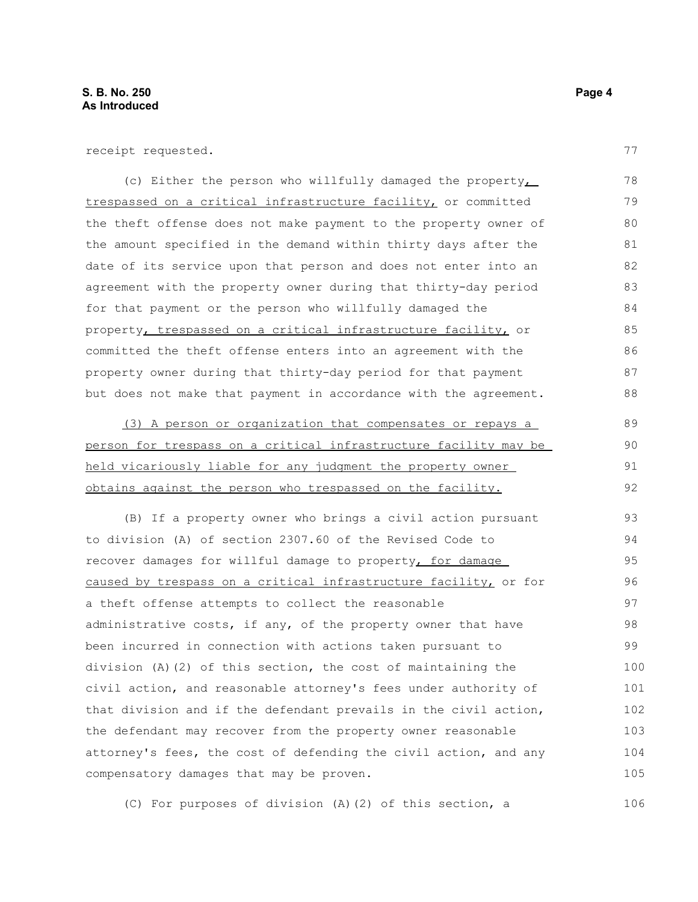receipt requested.

(c) Either the person who willfully damaged the property, trespassed on a critical infrastructure facility, or committed the theft offense does not make payment to the property owner of the amount specified in the demand within thirty days after the date of its service upon that person and does not enter into an agreement with the property owner during that thirty-day period for that payment or the person who willfully damaged the property, trespassed on a critical infrastructure facility, or committed the theft offense enters into an agreement with the property owner during that thirty-day period for that payment but does not make that payment in accordance with the agreement.

(3) A person or organization that compensates or repays a person for trespass on a critical infrastructure facility may be held vicariously liable for any judgment the property owner obtains against the person who trespassed on the facility.

(B) If a property owner who brings a civil action pursuant to division (A) of section 2307.60 of the Revised Code to recover damages for willful damage to property, for damage caused by trespass on a critical infrastructure facility, or for a theft offense attempts to collect the reasonable administrative costs, if any, of the property owner that have been incurred in connection with actions taken pursuant to division (A)(2) of this section, the cost of maintaining the civil action, and reasonable attorney's fees under authority of that division and if the defendant prevails in the civil action, the defendant may recover from the property owner reasonable attorney's fees, the cost of defending the civil action, and any compensatory damages that may be proven.

(C) For purposes of division (A)(2) of this section, a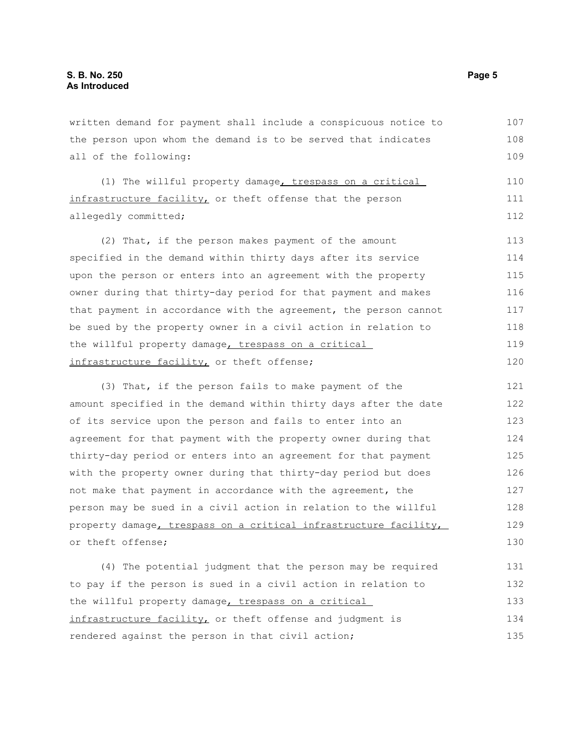written demand for payment shall include a conspicuous notice to the person upon whom the demand is to be served that indicates all of the following:

(1) The willful property damage<u>, trespass on a critical infrastructure facility,</u> or theft offense that the person allegedly committed;

(2) That, if the person makes payment of the amount specified in the demand within thirty days after its service upon the person or enters into an agreement with the property owner during that thirty-day period for that payment and makes that payment in accordance with the agreement, the person cannot be sued by the property owner in a civil action in relation to the willful property damage<u>, trespass on a critical infrastructure facility,</u> or theft offense;

(3) That, if the person fails to make payment of the amount specified in the demand within thirty days after the date of its service upon the person and fails to enter into an agreement for that payment with the property owner during that thirty-day period or enters into an agreement for that payment with the property owner during that thirty-day period but does not make that payment in accordance with the agreement, the person may be sued in a civil action in relation to the willful property damage<u>, trespass on a critical infrastructure facility,</u> or theft offense;

(4) The potential judgment that the person may be required to pay if the person is sued in a civil action in relation to the willful property damage<u>, trespass on a critical infrastructure facility,</u> or theft offense and judgment is rendered against the person in that civil action;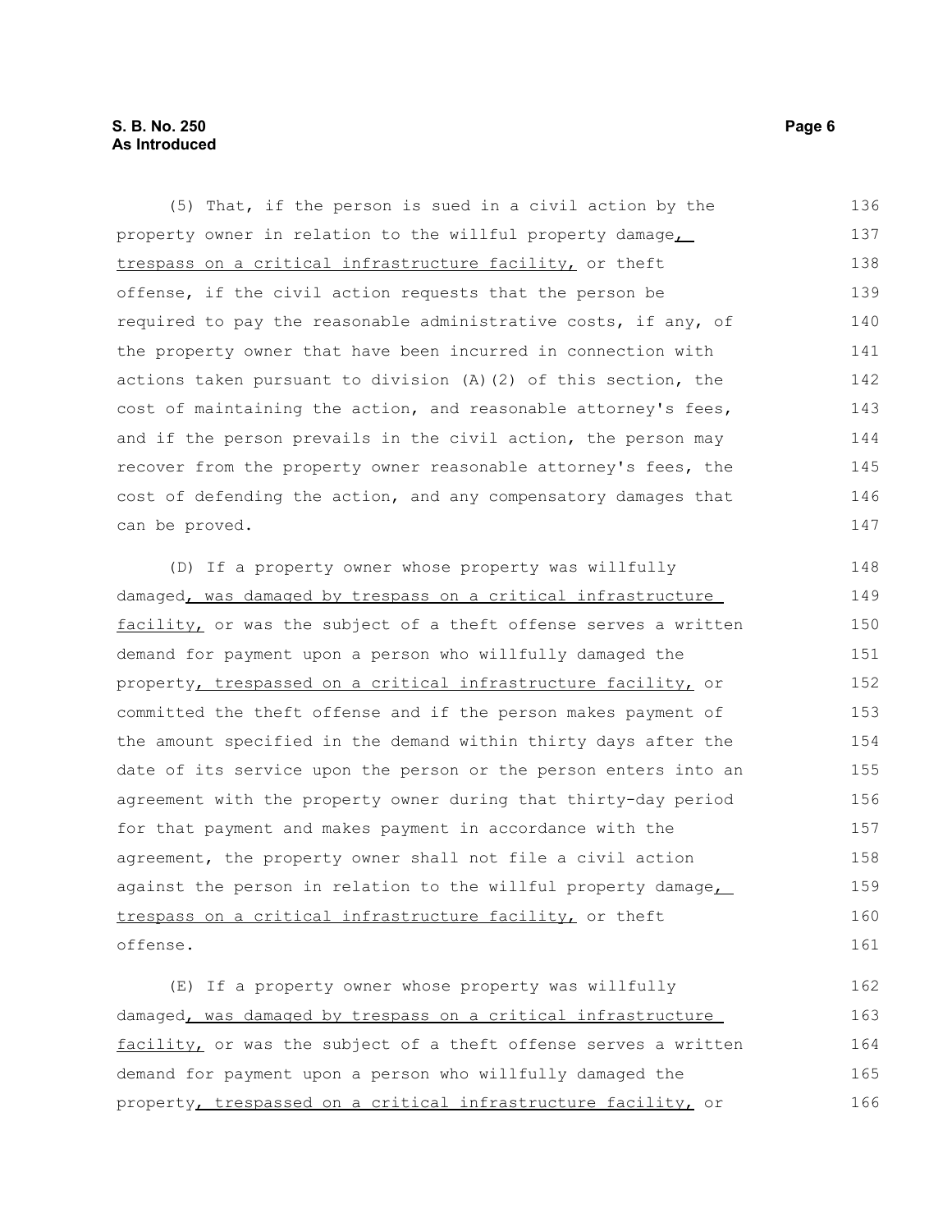(5) That, if the person is sued in a civil action by the property owner in relation to the willful property damage, trespass on a critical infrastructure facility, or theft offense, if the civil action requests that the person be required to pay the reasonable administrative costs, if any, of the property owner that have been incurred in connection with actions taken pursuant to division (A)(2) of this section, the cost of maintaining the action, and reasonable attorney's fees, and if the person prevails in the civil action, the person may recover from the property owner reasonable attorney's fees, the cost of defending the action, and any compensatory damages that can be proved.

(D) If a property owner whose property was willfully damaged, was damaged by trespass on a critical infrastructure facility, or was the subject of a theft offense serves a written demand for payment upon a person who willfully damaged the property, trespassed on a critical infrastructure facility, or committed the theft offense and if the person makes payment of the amount specified in the demand within thirty days after the date of its service upon the person or the person enters into an agreement with the property owner during that thirty-day period for that payment and makes payment in accordance with the agreement, the property owner shall not file a civil action against the person in relation to the willful property damage, trespass on a critical infrastructure facility, or theft offense.

(E) If a property owner whose property was willfully damaged, was damaged by trespass on a critical infrastructure facility, or was the subject of a theft offense serves a written demand for payment upon a person who willfully damaged the property, trespassed on a critical infrastructure facility, or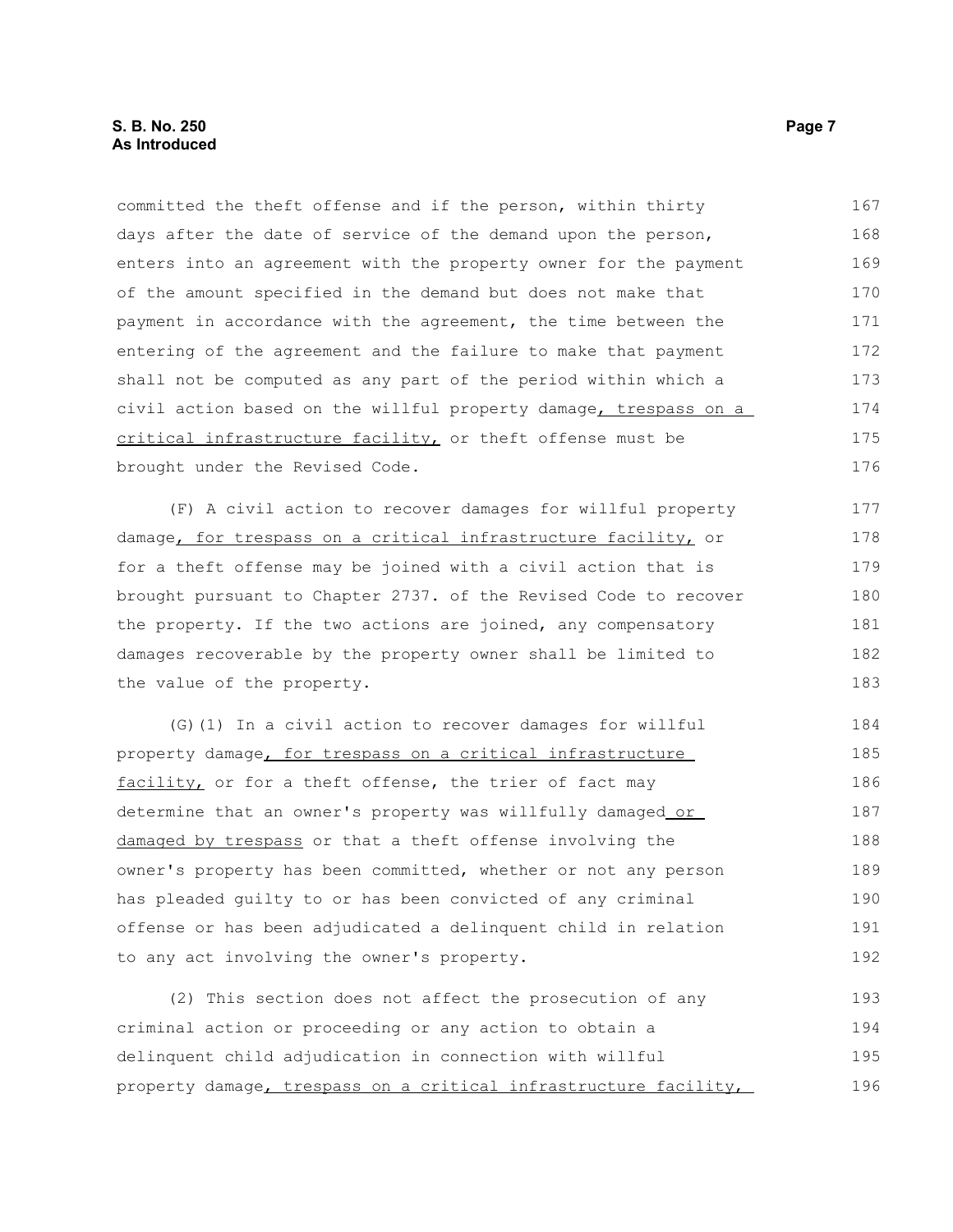committed the theft offense and if the person, within thirty days after the date of service of the demand upon the person, enters into an agreement with the property owner for the payment of the amount specified in the demand but does not make that payment in accordance with the agreement, the time between the entering of the agreement and the failure to make that payment shall not be computed as any part of the period within which a civil action based on the willful property damage, trespass on a critical infrastructure facility, or theft offense must be brought under the Revised Code.

(F) A civil action to recover damages for willful property damage, for trespass on a critical infrastructure facility, or for a theft offense may be joined with a civil action that is brought pursuant to Chapter 2737. of the Revised Code to recover the property. If the two actions are joined, any compensatory damages recoverable by the property owner shall be limited to the value of the property.

(G)(1) In a civil action to recover damages for willful property damage, for trespass on a critical infrastructure facility, or for a theft offense, the trier of fact may determine that an owner's property was willfully damaged or damaged by trespass or that a theft offense involving the owner's property has been committed, whether or not any person has pleaded guilty to or has been convicted of any criminal offense or has been adjudicated a delinquent child in relation to any act involving the owner's property.

(2) This section does not affect the prosecution of any criminal action or proceeding or any action to obtain a delinquent child adjudication in connection with willful property damage, trespass on a critical infrastructure facility,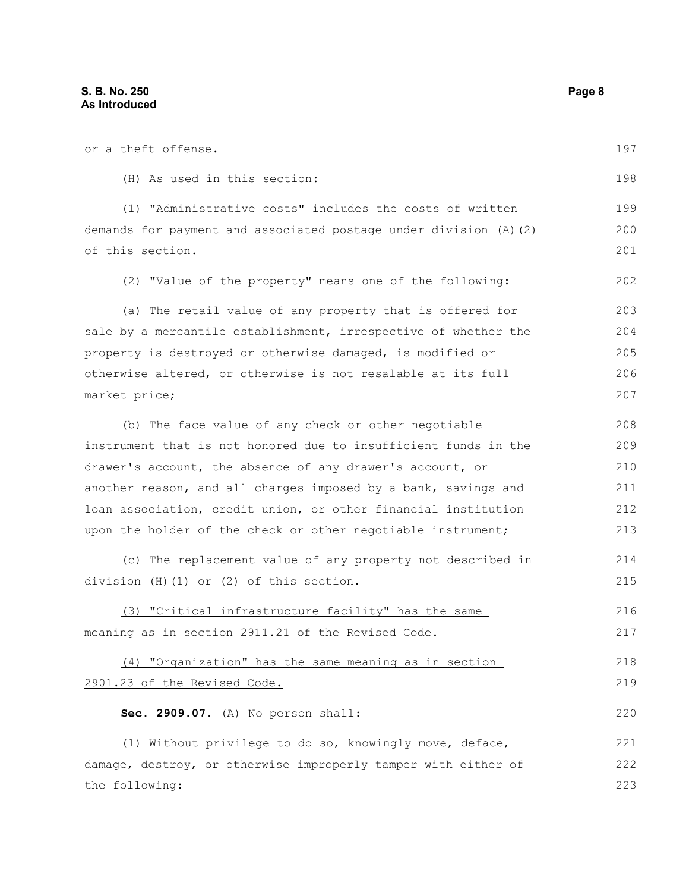or a theft offense.

(H) As used in this section:

(1) "Administrative costs" includes the costs of written demands for payment and associated postage under division (A)(2) of this section.

(2) "Value of the property" means one of the following:

(a) The retail value of any property that is offered for sale by a mercantile establishment, irrespective of whether the property is destroyed or otherwise damaged, is modified or otherwise altered, or otherwise is not resalable at its full market price;

(b) The face value of any check or other negotiable instrument that is not honored due to insufficient funds in the drawer's account, the absence of any drawer's account, or another reason, and all charges imposed by a bank, savings and loan association, credit union, or other financial institution upon the holder of the check or other negotiable instrument;

(c) The replacement value of any property not described in division (H)(1) or (2) of this section.

<u>(3) "Critical infrastructure facility" has the same meaning as in section 2911.21 of the Revised Code.</u>

<u>(4) "Organization" has the same meaning as in section 2901.23 of the Revised Code.</u>

**Sec. 2909.07.** (A) No person shall:

(1) Without privilege to do so, knowingly move, deface, damage, destroy, or otherwise improperly tamper with either of the following: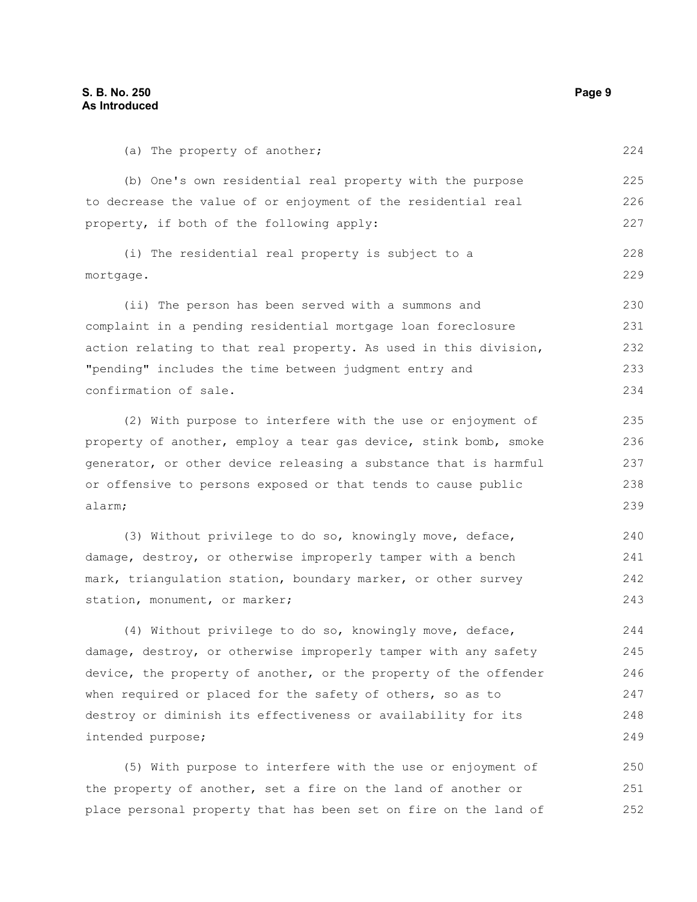(a) The property of another;

(b) One's own residential real property with the purpose to decrease the value of or enjoyment of the residential real property, if both of the following apply:

(i) The residential real property is subject to a mortgage.

(ii) The person has been served with a summons and complaint in a pending residential mortgage loan foreclosure action relating to that real property. As used in this division, "pending" includes the time between judgment entry and confirmation of sale.

(2) With purpose to interfere with the use or enjoyment of property of another, employ a tear gas device, stink bomb, smoke generator, or other device releasing a substance that is harmful or offensive to persons exposed or that tends to cause public alarm;

(3) Without privilege to do so, knowingly move, deface, damage, destroy, or otherwise improperly tamper with a bench mark, triangulation station, boundary marker, or other survey station, monument, or marker;

(4) Without privilege to do so, knowingly move, deface, damage, destroy, or otherwise improperly tamper with any safety device, the property of another, or the property of the offender when required or placed for the safety of others, so as to destroy or diminish its effectiveness or availability for its intended purpose;

(5) With purpose to interfere with the use or enjoyment of the property of another, set a fire on the land of another or place personal property that has been set on fire on the land of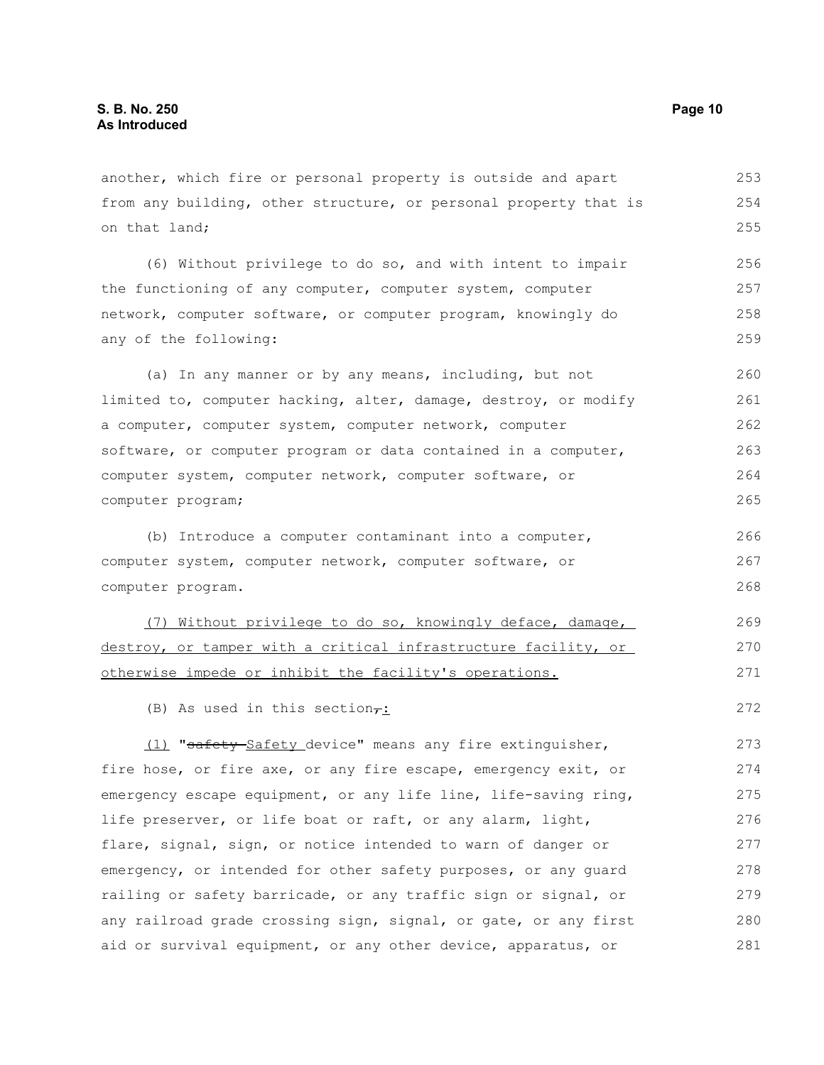another, which fire or personal property is outside and apart from any building, other structure, or personal property that is on that land;

(6) Without privilege to do so, and with intent to impair the functioning of any computer, computer system, computer network, computer software, or computer program, knowingly do any of the following:

(a) In any manner or by any means, including, but not limited to, computer hacking, alter, damage, destroy, or modify a computer, computer system, computer network, computer software, or computer program or data contained in a computer, computer system, computer network, computer software, or computer program;

(b) Introduce a computer contaminant into a computer, computer system, computer network, computer software, or computer program.

<u>(7) Without privilege to do so, knowingly deface, damage, destroy, or tamper with a critical infrastructure facility, or otherwise impede or inhibit the facility's operations.</u>

(B) As used in this section~~,~~<u>:</u>

<u>(1)</u> "~~safety~~ <u>Safety</u> device" means any fire extinguisher, fire hose, or fire axe, or any fire escape, emergency exit, or emergency escape equipment, or any life line, life-saving ring, life preserver, or life boat or raft, or any alarm, light, flare, signal, sign, or notice intended to warn of danger or emergency, or intended for other safety purposes, or any guard railing or safety barricade, or any traffic sign or signal, or any railroad grade crossing sign, signal, or gate, or any first aid or survival equipment, or any other device, apparatus, or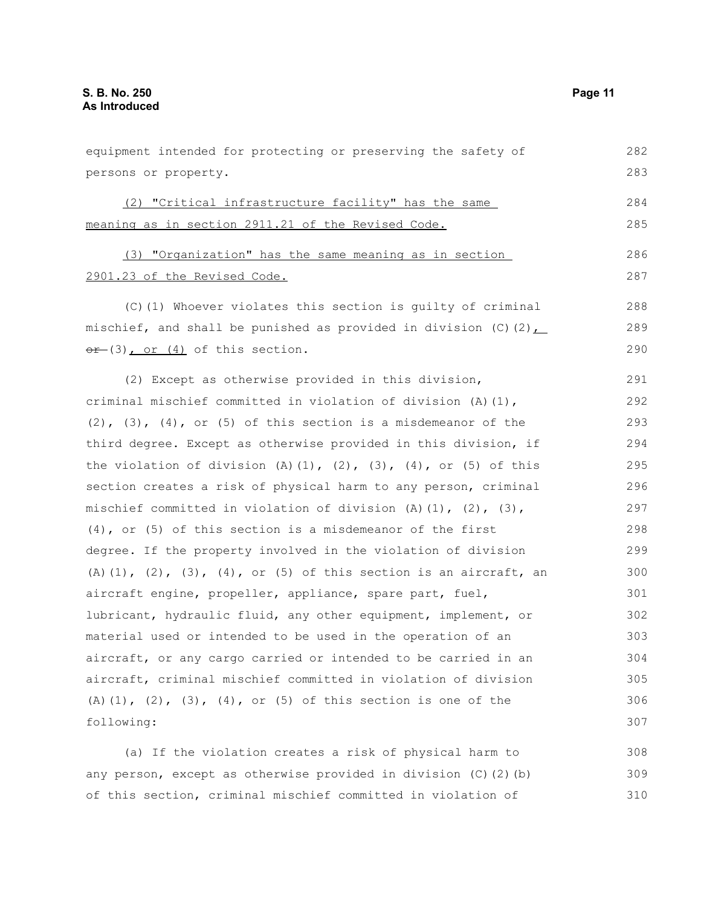equipment intended for protecting or preserving the safety of persons or property.

(2) "Critical infrastructure facility" has the same meaning as in section 2911.21 of the Revised Code.

(3) "Organization" has the same meaning as in section 2901.23 of the Revised Code.

(C)(1) Whoever violates this section is guilty of criminal mischief, and shall be punished as provided in division (C)(2), ~~or~~ (3), or (4) of this section.

(2) Except as otherwise provided in this division, criminal mischief committed in violation of division (A)(1), (2), (3), (4), or (5) of this section is a misdemeanor of the third degree. Except as otherwise provided in this division, if the violation of division (A)(1), (2), (3), (4), or (5) of this section creates a risk of physical harm to any person, criminal mischief committed in violation of division (A)(1), (2), (3), (4), or (5) of this section is a misdemeanor of the first degree. If the property involved in the violation of division (A)(1), (2), (3), (4), or (5) of this section is an aircraft, an aircraft engine, propeller, appliance, spare part, fuel, lubricant, hydraulic fluid, any other equipment, implement, or material used or intended to be used in the operation of an aircraft, or any cargo carried or intended to be carried in an aircraft, criminal mischief committed in violation of division (A)(1), (2), (3), (4), or (5) of this section is one of the following:

(a) If the violation creates a risk of physical harm to any person, except as otherwise provided in division (C)(2)(b) of this section, criminal mischief committed in violation of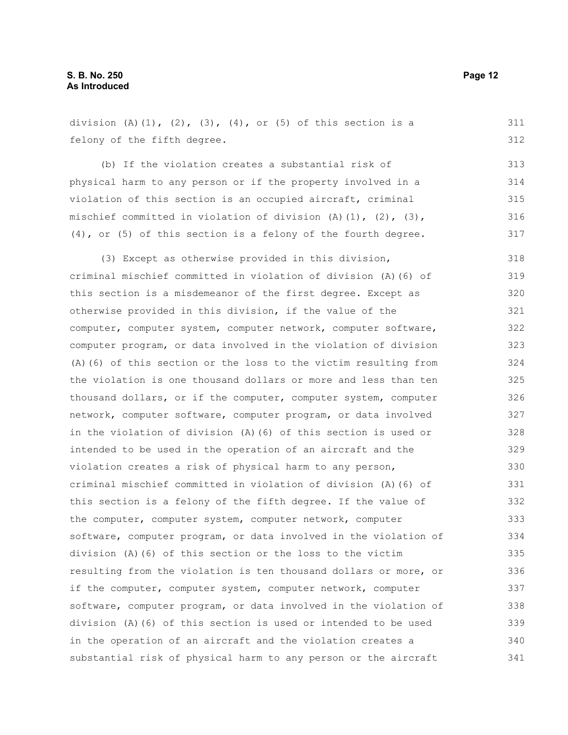division (A)(1), (2), (3), (4), or (5) of this section is a felony of the fifth degree.

(b) If the violation creates a substantial risk of physical harm to any person or if the property involved in a violation of this section is an occupied aircraft, criminal mischief committed in violation of division (A)(1), (2), (3), (4), or (5) of this section is a felony of the fourth degree.

(3) Except as otherwise provided in this division, criminal mischief committed in violation of division (A)(6) of this section is a misdemeanor of the first degree. Except as otherwise provided in this division, if the value of the computer, computer system, computer network, computer software, computer program, or data involved in the violation of division (A)(6) of this section or the loss to the victim resulting from the violation is one thousand dollars or more and less than ten thousand dollars, or if the computer, computer system, computer network, computer software, computer program, or data involved in the violation of division (A)(6) of this section is used or intended to be used in the operation of an aircraft and the violation creates a risk of physical harm to any person, criminal mischief committed in violation of division (A)(6) of this section is a felony of the fifth degree. If the value of the computer, computer system, computer network, computer software, computer program, or data involved in the violation of division (A)(6) of this section or the loss to the victim resulting from the violation is ten thousand dollars or more, or if the computer, computer system, computer network, computer software, computer program, or data involved in the violation of division (A)(6) of this section is used or intended to be used in the operation of an aircraft and the violation creates a substantial risk of physical harm to any person or the aircraft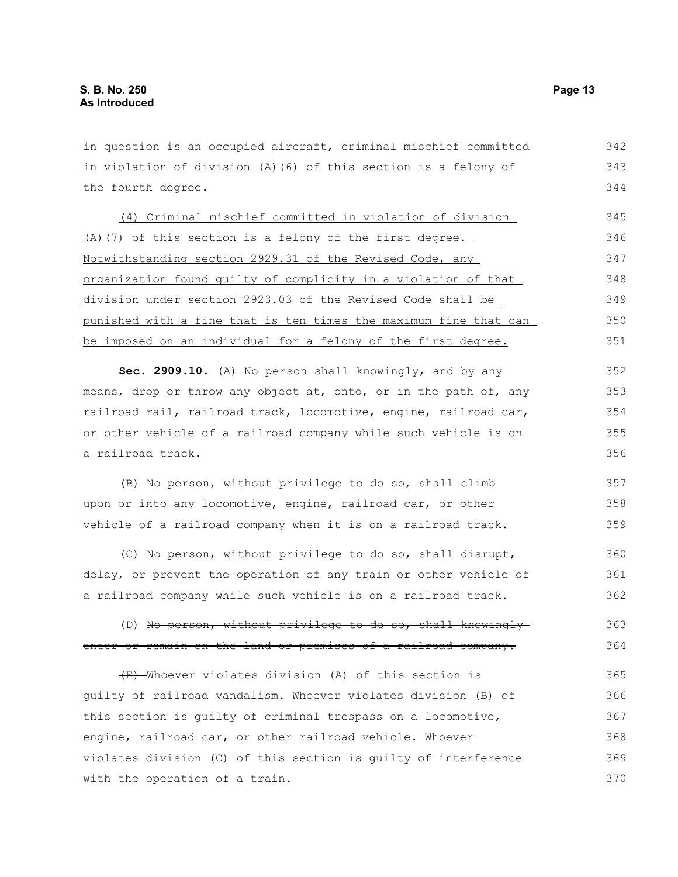in question is an occupied aircraft, criminal mischief committed in violation of division (A)(6) of this section is a felony of the fourth degree.

<u>(4) Criminal mischief committed in violation of division (A)(7) of this section is a felony of the first degree. Notwithstanding section 2929.31 of the Revised Code, any organization found guilty of complicity in a violation of that division under section 2923.03 of the Revised Code shall be punished with a fine that is ten times the maximum fine that can be imposed on an individual for a felony of the first degree.</u>

**Sec. 2909.10.** (A) No person shall knowingly, and by any means, drop or throw any object at, onto, or in the path of, any railroad rail, railroad track, locomotive, engine, railroad car, or other vehicle of a railroad company while such vehicle is on a railroad track.

(B) No person, without privilege to do so, shall climb upon or into any locomotive, engine, railroad car, or other vehicle of a railroad company when it is on a railroad track.

(C) No person, without privilege to do so, shall disrupt, delay, or prevent the operation of any train or other vehicle of a railroad company while such vehicle is on a railroad track.

(D) ~~No person, without privilege to do so, shall knowingly enter or remain on the land or premises of a railroad company.~~

~~(E)~~ Whoever violates division (A) of this section is guilty of railroad vandalism. Whoever violates division (B) of this section is guilty of criminal trespass on a locomotive, engine, railroad car, or other railroad vehicle. Whoever violates division (C) of this section is guilty of interference with the operation of a train.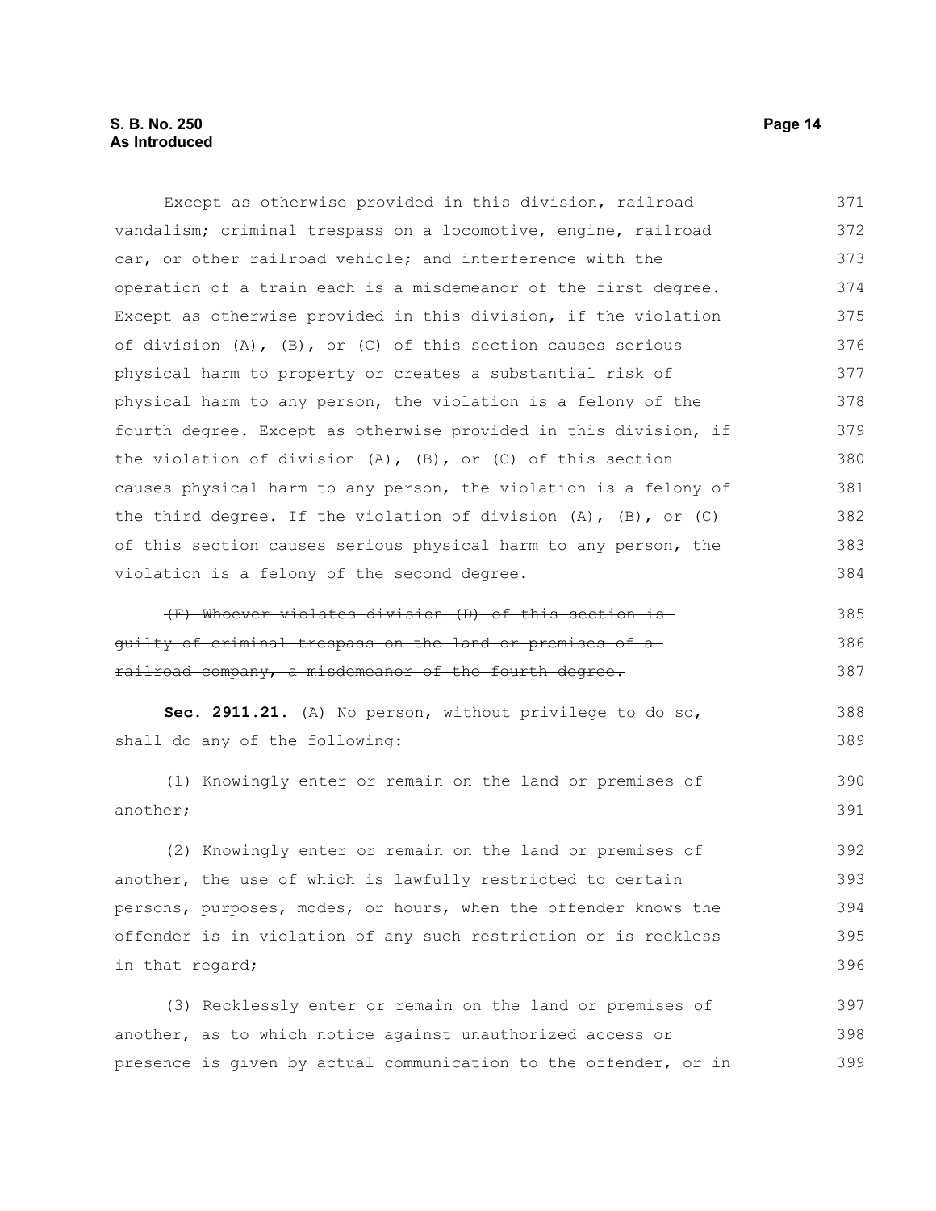Except as otherwise provided in this division, railroad vandalism; criminal trespass on a locomotive, engine, railroad car, or other railroad vehicle; and interference with the operation of a train each is a misdemeanor of the first degree. Except as otherwise provided in this division, if the violation of division (A), (B), or (C) of this section causes serious physical harm to property or creates a substantial risk of physical harm to any person, the violation is a felony of the fourth degree. Except as otherwise provided in this division, if the violation of division (A), (B), or (C) of this section causes physical harm to any person, the violation is a felony of the third degree. If the violation of division (A), (B), or (C) of this section causes serious physical harm to any person, the violation is a felony of the second degree.

~~(F) Whoever violates division (D) of this section is guilty of criminal trespass on the land or premises of a railroad company, a misdemeanor of the fourth degree.~~

**Sec. 2911.21.** (A) No person, without privilege to do so, shall do any of the following:

(1) Knowingly enter or remain on the land or premises of another;

(2) Knowingly enter or remain on the land or premises of another, the use of which is lawfully restricted to certain persons, purposes, modes, or hours, when the offender knows the offender is in violation of any such restriction or is reckless in that regard;

(3) Recklessly enter or remain on the land or premises of another, as to which notice against unauthorized access or presence is given by actual communication to the offender, or in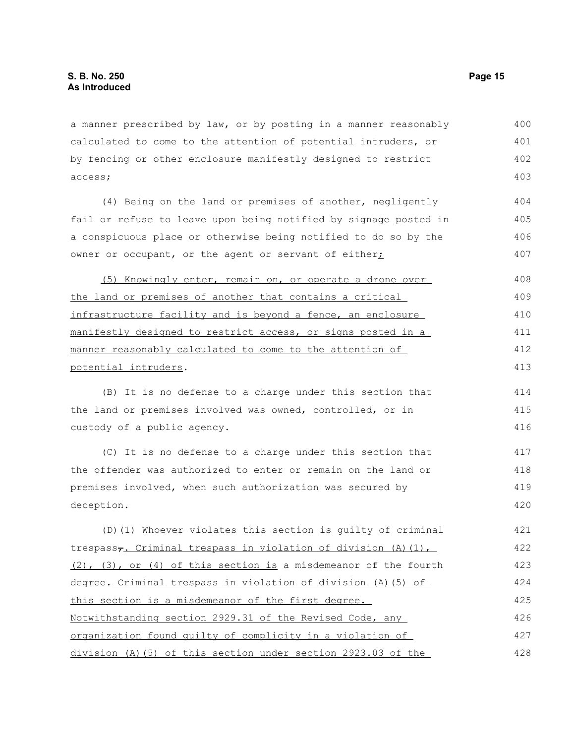a manner prescribed by law, or by posting in a manner reasonably calculated to come to the attention of potential intruders, or by fencing or other enclosure manifestly designed to restrict access;

(4) Being on the land or premises of another, negligently fail or refuse to leave upon being notified by signage posted in a conspicuous place or otherwise being notified to do so by the owner or occupant, or the agent or servant of either;

(5) Knowingly enter, remain on, or operate a drone over the land or premises of another that contains a critical infrastructure facility and is beyond a fence, an enclosure manifestly designed to restrict access, or signs posted in a manner reasonably calculated to come to the attention of potential intruders.

(B) It is no defense to a charge under this section that the land or premises involved was owned, controlled, or in custody of a public agency.

(C) It is no defense to a charge under this section that the offender was authorized to enter or remain on the land or premises involved, when such authorization was secured by deception.

(D)(1) Whoever violates this section is guilty of criminal trespass,. Criminal trespass in violation of division (A)(1), (2), (3), or (4) of this section is a misdemeanor of the fourth degree. Criminal trespass in violation of division (A)(5) of this section is a misdemeanor of the first degree. Notwithstanding section 2929.31 of the Revised Code, any organization found guilty of complicity in a violation of division (A)(5) of this section under section 2923.03 of the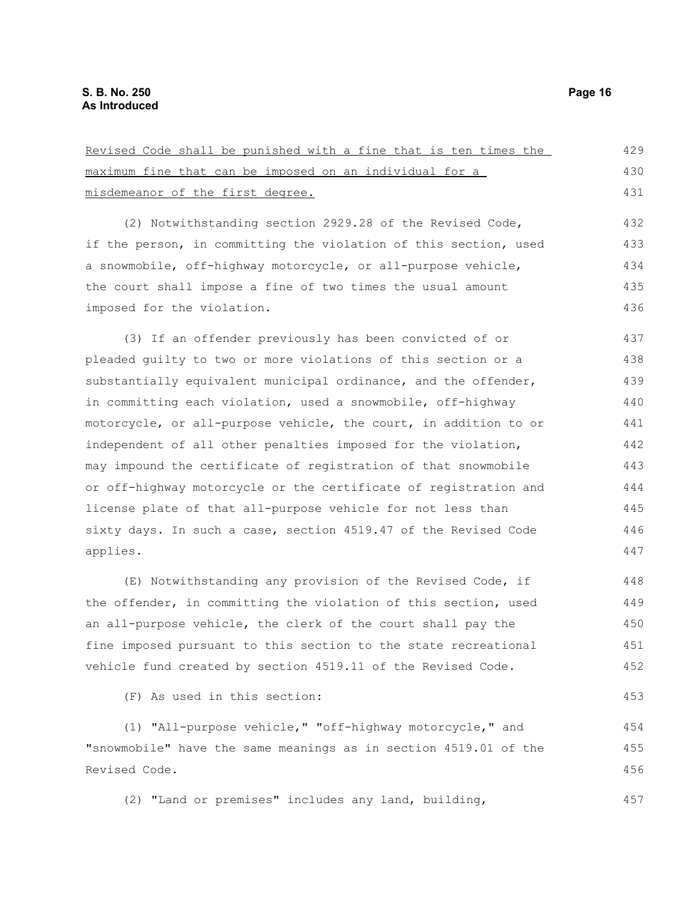Revised Code shall be punished with a fine that is ten times the maximum fine that can be imposed on an individual for a misdemeanor of the first degree.

(2) Notwithstanding section 2929.28 of the Revised Code, if the person, in committing the violation of this section, used a snowmobile, off-highway motorcycle, or all-purpose vehicle, the court shall impose a fine of two times the usual amount imposed for the violation.

(3) If an offender previously has been convicted of or pleaded guilty to two or more violations of this section or a substantially equivalent municipal ordinance, and the offender, in committing each violation, used a snowmobile, off-highway motorcycle, or all-purpose vehicle, the court, in addition to or independent of all other penalties imposed for the violation, may impound the certificate of registration of that snowmobile or off-highway motorcycle or the certificate of registration and license plate of that all-purpose vehicle for not less than sixty days. In such a case, section 4519.47 of the Revised Code applies.

(E) Notwithstanding any provision of the Revised Code, if the offender, in committing the violation of this section, used an all-purpose vehicle, the clerk of the court shall pay the fine imposed pursuant to this section to the state recreational vehicle fund created by section 4519.11 of the Revised Code.

(F) As used in this section:

(1) "All-purpose vehicle," "off-highway motorcycle," and "snowmobile" have the same meanings as in section 4519.01 of the Revised Code.

(2) "Land or premises" includes any land, building,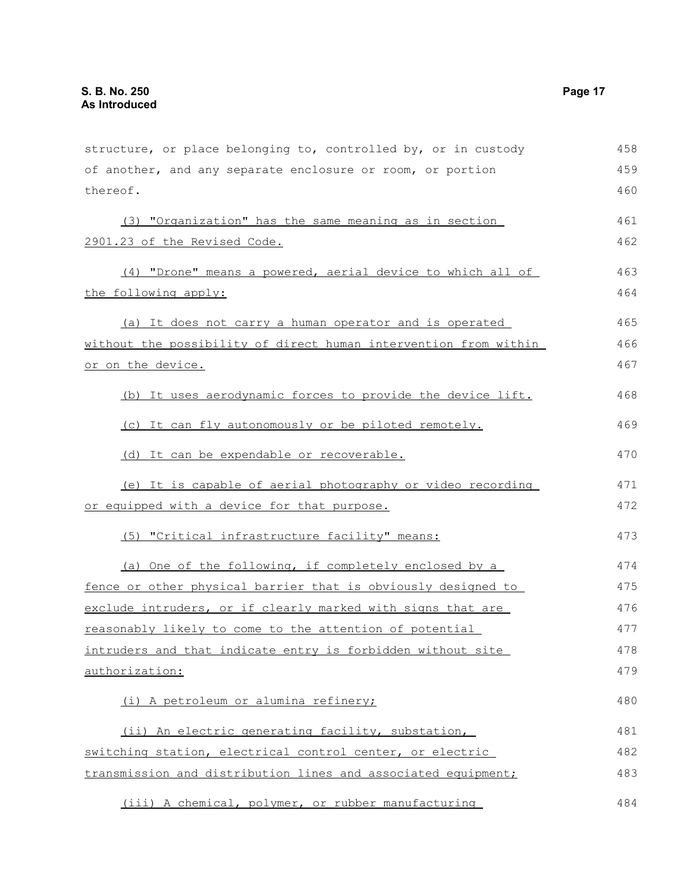structure, or place belonging to, controlled by, or in custody of another, and any separate enclosure or room, or portion thereof.

(3) "Organization" has the same meaning as in section 2901.23 of the Revised Code.

(4) "Drone" means a powered, aerial device to which all of the following apply:

(a) It does not carry a human operator and is operated without the possibility of direct human intervention from within or on the device.

(b) It uses aerodynamic forces to provide the device lift.

(c) It can fly autonomously or be piloted remotely.

(d) It can be expendable or recoverable.

(e) It is capable of aerial photography or video recording or equipped with a device for that purpose.

(5) "Critical infrastructure facility" means:

(a) One of the following, if completely enclosed by a fence or other physical barrier that is obviously designed to exclude intruders, or if clearly marked with signs that are reasonably likely to come to the attention of potential intruders and that indicate entry is forbidden without site authorization:

(i) A petroleum or alumina refinery;

(ii) An electric generating facility, substation, switching station, electrical control center, or electric transmission and distribution lines and associated equipment;

(iii) A chemical, polymer, or rubber manufacturing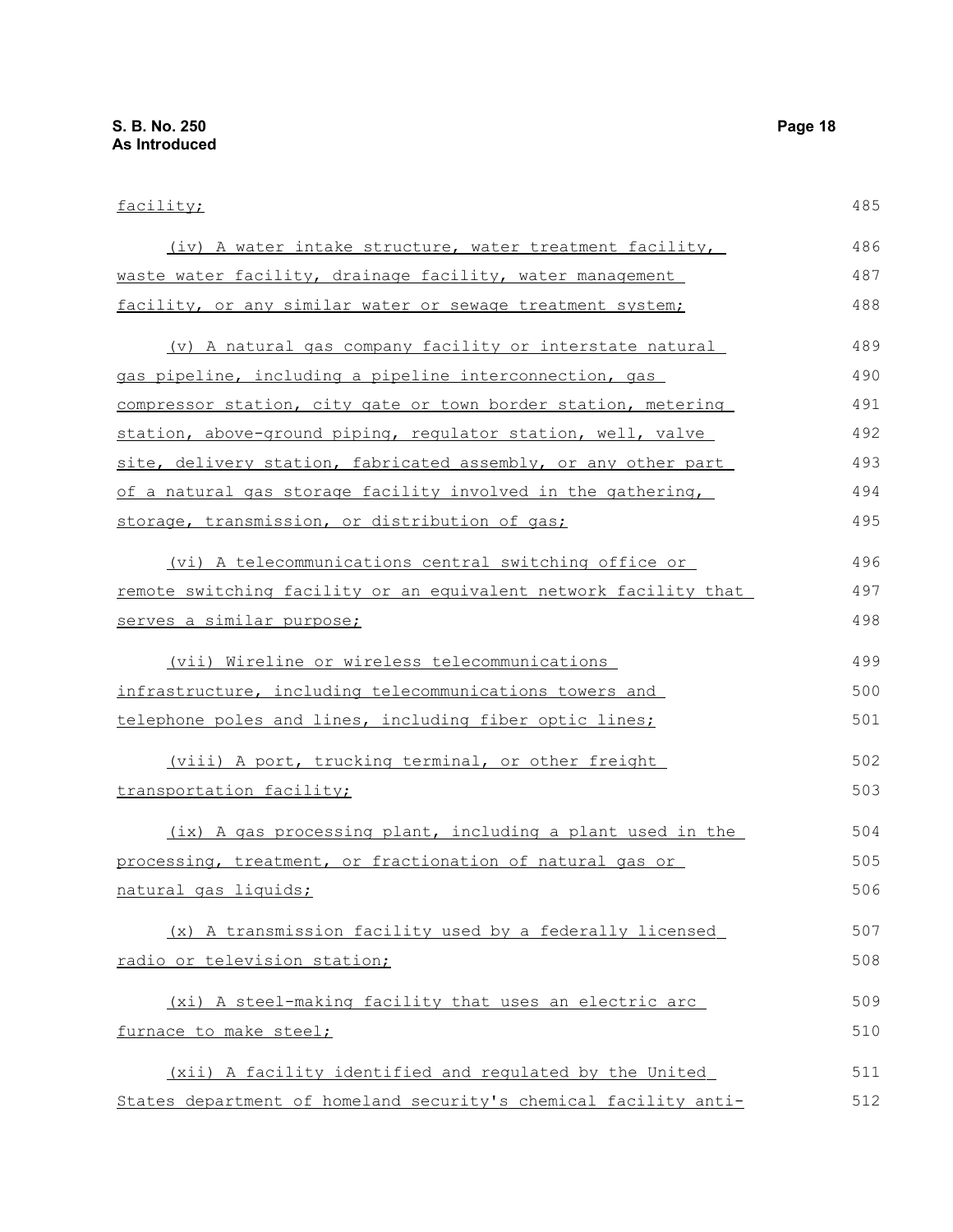facility;

(iv) A water intake structure, water treatment facility, waste water facility, drainage facility, water management facility, or any similar water or sewage treatment system;

(v) A natural gas company facility or interstate natural gas pipeline, including a pipeline interconnection, gas compressor station, city gate or town border station, metering station, above-ground piping, regulator station, well, valve site, delivery station, fabricated assembly, or any other part of a natural gas storage facility involved in the gathering, storage, transmission, or distribution of gas;

(vi) A telecommunications central switching office or remote switching facility or an equivalent network facility that serves a similar purpose;

(vii) Wireline or wireless telecommunications infrastructure, including telecommunications towers and telephone poles and lines, including fiber optic lines;

(viii) A port, trucking terminal, or other freight transportation facility;

(ix) A gas processing plant, including a plant used in the processing, treatment, or fractionation of natural gas or natural gas liquids;

(x) A transmission facility used by a federally licensed radio or television station;

(xi) A steel-making facility that uses an electric arc furnace to make steel;

(xii) A facility identified and regulated by the United States department of homeland security's chemical facility anti-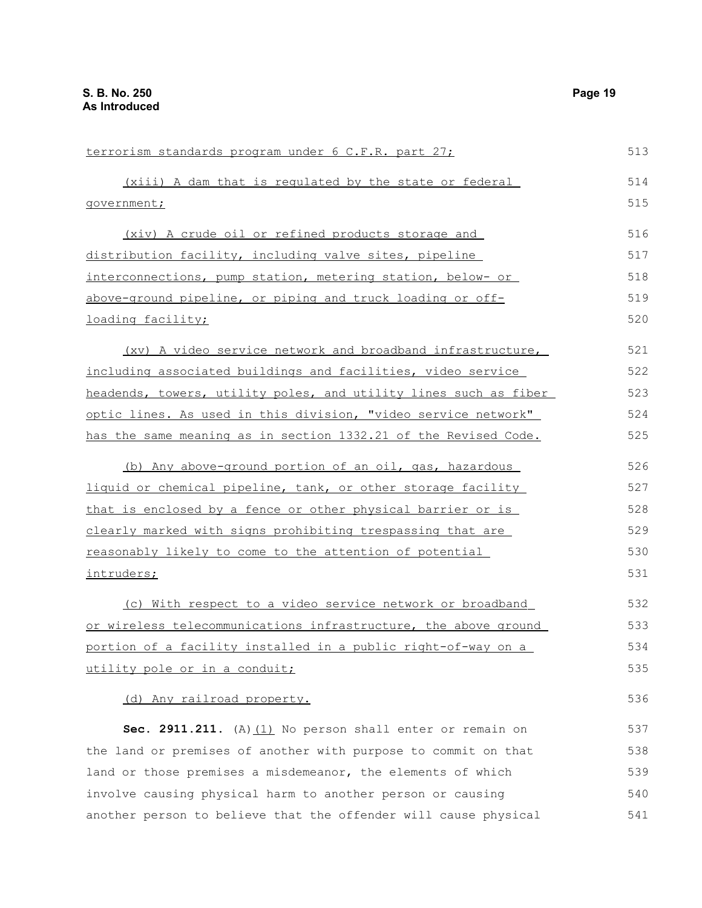terrorism standards program under 6 C.F.R. part 27;

(xiii) A dam that is regulated by the state or federal government;

(xiv) A crude oil or refined products storage and distribution facility, including valve sites, pipeline interconnections, pump station, metering station, below- or above-ground pipeline, or piping and truck loading or off-loading facility;

(xv) A video service network and broadband infrastructure, including associated buildings and facilities, video service headends, towers, utility poles, and utility lines such as fiber optic lines. As used in this division, "video service network" has the same meaning as in section 1332.21 of the Revised Code.

(b) Any above-ground portion of an oil, gas, hazardous liquid or chemical pipeline, tank, or other storage facility that is enclosed by a fence or other physical barrier or is clearly marked with signs prohibiting trespassing that are reasonably likely to come to the attention of potential intruders;

(c) With respect to a video service network or broadband or wireless telecommunications infrastructure, the above ground portion of a facility installed in a public right-of-way on a utility pole or in a conduit;

(d) Any railroad property.

**Sec. 2911.211.** (A)(1) No person shall enter or remain on the land or premises of another with purpose to commit on that land or those premises a misdemeanor, the elements of which involve causing physical harm to another person or causing another person to believe that the offender will cause physical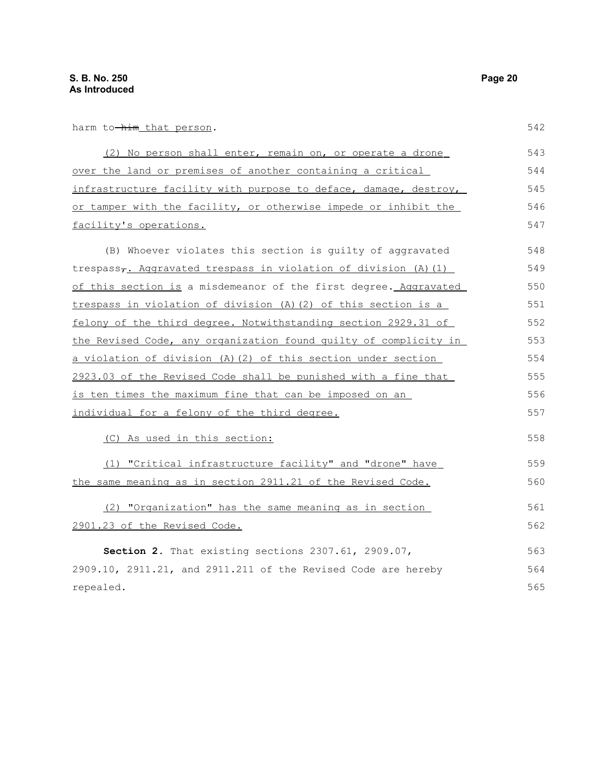harm to ~~him~~ that person.

(2) No person shall enter, remain on, or operate a drone over the land or premises of another containing a critical infrastructure facility with purpose to deface, damage, destroy, or tamper with the facility, or otherwise impede or inhibit the facility's operations.

(B) Whoever violates this section is guilty of aggravated trespass~~,~~. Aggravated trespass in violation of division (A)(1) of this section is a misdemeanor of the first degree. Aggravated trespass in violation of division (A)(2) of this section is a felony of the third degree. Notwithstanding section 2929.31 of the Revised Code, any organization found guilty of complicity in a violation of division (A)(2) of this section under section 2923.03 of the Revised Code shall be punished with a fine that is ten times the maximum fine that can be imposed on an individual for a felony of the third degree.

(C) As used in this section:

(1) "Critical infrastructure facility" and "drone" have the same meaning as in section 2911.21 of the Revised Code.

(2) "Organization" has the same meaning as in section 2901.23 of the Revised Code.

**Section 2.** That existing sections 2307.61, 2909.07, 2909.10, 2911.21, and 2911.211 of the Revised Code are hereby repealed.